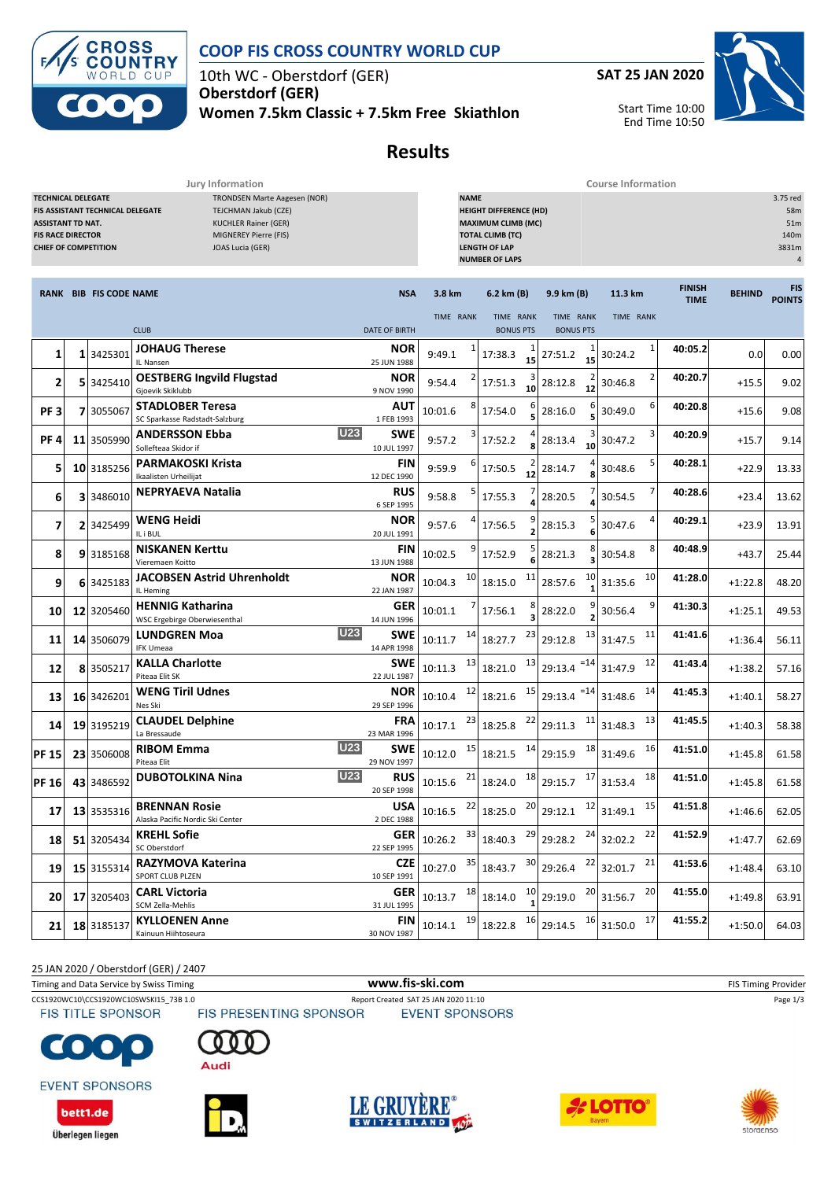# COOP FIS CROSS COUNTRY WORLD CUP

10th WC - Oberstdorf (GER)

**Oberstdorf (GER)**

**Women 7.5km Classic + 7.5km Free Skiathlon**

**SAT 25 JAN 2020**

Start Time 10:00
End Time 10:50

## Results

### Jury Information

| | |
|---|---|
| TECHNICAL DELEGATE | TRONDSEN Marte Aagesen (NOR) |
| FIS ASSISTANT TECHNICAL DELEGATE | TEJCHMAN Jakub (CZE) |
| ASSISTANT TD NAT. | KUCHLER Rainer (GER) |
| FIS RACE DIRECTOR | MIGNEREY Pierre (FIS) |
| CHIEF OF COMPETITION | JOAS Lucia (GER) |

### Course Information

| | |
|---|---|
| NAME | 3.75 red |
| HEIGHT DIFFERENCE (HD) | 58m |
| MAXIMUM CLIMB (MC) | 51m |
| TOTAL CLIMB (TC) | 140m |
| LENGTH OF LAP | 3831m |
| NUMBER OF LAPS | 4 |

| RANK | BIB | FIS CODE | NAME / CLUB | | NSA / DATE OF BIRTH | 3.8 km TIME | RANK | 6.2 km (B) TIME | RANK / BONUS PTS | 9.9 km (B) TIME | RANK / BONUS PTS | 11.3 km TIME | RANK | FINISH TIME | BEHIND | FIS POINTS |
|---|---|---|---|---|---|---|---|---|---|---|---|---|---|---|---|---|
| 1 | 1 | 3425301 | JOHAUG Therese / IL Nansen | | NOR / 25 JUN 1988 | 9:49.1 | 1 | 17:38.3 | 1 / 15 | 27:51.2 | 1 / 15 | 30:24.2 | 1 | 40:05.2 | 0.0 | 0.00 |
| 2 | 5 | 3425410 | OESTBERG Ingvild Flugstad / Gjoevik Skiklubb | | NOR / 9 NOV 1990 | 9:54.4 | 2 | 17:51.3 | 3 / 10 | 28:12.8 | 2 / 12 | 30:46.8 | 2 | 40:20.7 | +15.5 | 9.02 |
| PF 3 | 7 | 3055067 | STADLOBER Teresa / SC Sparkasse Radstadt-Salzburg | | AUT / 1 FEB 1993 | 10:01.6 | 8 | 17:54.0 | 6 / 5 | 28:16.0 | 6 / 5 | 30:49.0 | 6 | 40:20.8 | +15.6 | 9.08 |
| PF 4 | 11 | 3505990 | ANDERSSON Ebba / Sollefteaa Skidor if | U23 | SWE / 10 JUL 1997 | 9:57.2 | 3 | 17:52.2 | 4 / 8 | 28:13.4 | 3 / 10 | 30:47.2 | 3 | 40:20.9 | +15.7 | 9.14 |
| 5 | 10 | 3185256 | PARMAKOSKI Krista / Ikaalisten Urheilijat | | FIN / 12 DEC 1990 | 9:59.9 | 6 | 17:50.5 | 2 / 12 | 28:14.7 | 4 / 8 | 30:48.6 | 5 | 40:28.1 | +22.9 | 13.33 |
| 6 | 3 | 3486010 | NEPRYAEVA Natalia | | RUS / 6 SEP 1995 | 9:58.8 | 5 | 17:55.3 | 7 / 4 | 28:20.5 | 7 / 4 | 30:54.5 | 7 | 40:28.6 | +23.4 | 13.62 |
| 7 | 2 | 3425499 | WENG Heidi / IL i BUL | | NOR / 20 JUL 1991 | 9:57.6 | 4 | 17:56.5 | 9 / 2 | 28:15.3 | 5 / 6 | 30:47.6 | 4 | 40:29.1 | +23.9 | 13.91 |
| 8 | 9 | 3185168 | NISKANEN Kerttu / Vieremaen Koitto | | FIN / 13 JUN 1988 | 10:02.5 | 9 | 17:52.9 | 5 / 6 | 28:21.3 | 8 / 3 | 30:54.8 | 8 | 40:48.9 | +43.7 | 25.44 |
| 9 | 6 | 3425183 | JACOBSEN Astrid Uhrenholdt / IL Heming | | NOR / 22 JAN 1987 | 10:04.3 | 10 | 18:15.0 | 11 | 28:57.6 | 10 / 1 | 31:35.6 | 10 | 41:28.0 | +1:22.8 | 48.20 |
| 10 | 12 | 3205460 | HENNIG Katharina / WSC Ergebirge Oberwiesenthal | | GER / 14 JUN 1996 | 10:01.1 | 7 | 17:56.1 | 8 / 3 | 28:22.0 | 9 / 2 | 30:56.4 | 9 | 41:30.3 | +1:25.1 | 49.53 |
| 11 | 14 | 3506079 | LUNDGREN Moa / IFK Umeaa | U23 | SWE / 14 APR 1998 | 10:11.7 | 14 | 18:27.7 | 23 | 29:12.8 | 13 | 31:47.5 | 11 | 41:41.6 | +1:36.4 | 56.11 |
| 12 | 8 | 3505217 | KALLA Charlotte / Piteaa Elit SK | | SWE / 22 JUL 1987 | 10:11.3 | 13 | 18:21.0 | 13 | 29:13.4 | =14 | 31:47.9 | 12 | 41:43.4 | +1:38.2 | 57.16 |
| 13 | 16 | 3426201 | WENG Tiril Udnes / Nes Ski | | NOR / 29 SEP 1996 | 10:10.4 | 12 | 18:21.6 | 15 | 29:13.4 | =14 | 31:48.6 | 14 | 41:45.3 | +1:40.1 | 58.27 |
| 14 | 19 | 3195219 | CLAUDEL Delphine / La Bressaude | | FRA / 23 MAR 1996 | 10:17.1 | 23 | 18:25.8 | 22 | 29:11.3 | 11 | 31:48.3 | 13 | 41:45.5 | +1:40.3 | 58.38 |
| PF 15 | 23 | 3506008 | RIBOM Emma / Piteaa Elit | U23 | SWE / 29 NOV 1997 | 10:12.0 | 15 | 18:21.5 | 14 | 29:15.9 | 18 | 31:49.6 | 16 | 41:51.0 | +1:45.8 | 61.58 |
| PF 16 | 43 | 3486592 | DUBOTOLKINA Nina | U23 | RUS / 20 SEP 1998 | 10:15.6 | 21 | 18:24.0 | 18 | 29:15.7 | 17 | 31:53.4 | 18 | 41:51.0 | +1:45.8 | 61.58 |
| 17 | 13 | 3535316 | BRENNAN Rosie / Alaska Pacific Nordic Ski Center | | USA / 2 DEC 1988 | 10:16.5 | 22 | 18:25.0 | 20 | 29:12.1 | 12 | 31:49.1 | 15 | 41:51.8 | +1:46.6 | 62.05 |
| 18 | 51 | 3205434 | KREHL Sofie / SC Oberstdorf | | GER / 22 SEP 1995 | 10:26.2 | 33 | 18:40.3 | 29 | 29:28.2 | 24 | 32:02.2 | 22 | 41:52.9 | +1:47.7 | 62.69 |
| 19 | 15 | 3155314 | RAZYMOVA Katerina / SPORT CLUB PLZEN | | CZE / 10 SEP 1991 | 10:27.0 | 35 | 18:43.7 | 30 | 29:26.4 | 22 | 32:01.7 | 21 | 41:53.6 | +1:48.4 | 63.10 |
| 20 | 17 | 3205403 | CARL Victoria / SCM Zella-Mehlis | | GER / 31 JUL 1995 | 10:13.7 | 18 | 18:14.0 | 10 / 1 | 29:19.0 | 20 | 31:56.7 | 20 | 41:55.0 | +1:49.8 | 63.91 |
| 21 | 18 | 3185137 | KYLLOENEN Anne / Kainuun Hiihtoseura | | FIN / 30 NOV 1987 | 10:14.1 | 19 | 18:22.8 | 16 | 29:14.5 | 16 | 31:50.0 | 17 | 41:55.2 | +1:50.0 | 64.03 |

25 JAN 2020 / Oberstdorf (GER) / 2407

Timing and Data Service by Swiss Timing — www.fis-ski.com — FIS Timing Provider

CCS1920WC10\CCS1920WC10SWSKI15_73B 1.0 — Report Created SAT 25 JAN 2020 11:10

FIS TITLE SPONSOR — FIS PRESENTING SPONSOR — EVENT SPONSORS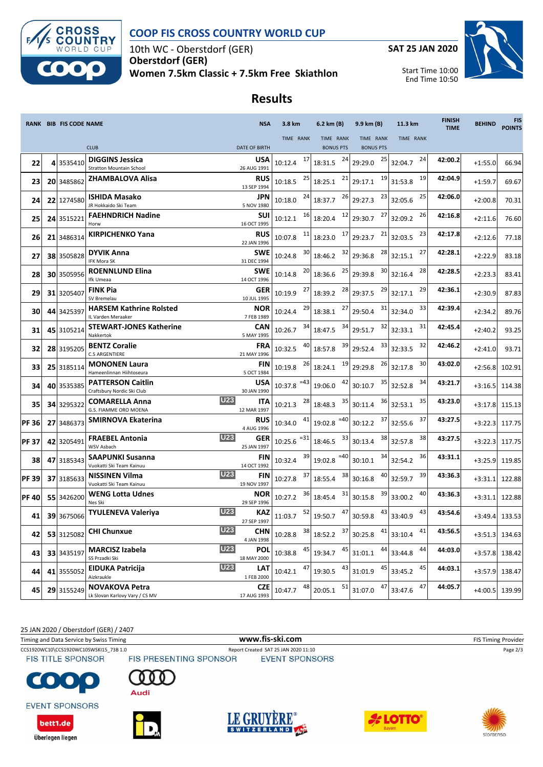# COOP FIS CROSS COUNTRY WORLD CUP

10th WC - Oberstdorf (GER)

**Oberstdorf (GER)**

**Women 7.5km Classic + 7.5km Free Skiathlon**

**SAT 25 JAN 2020**

Start Time 10:00
End Time 10:50

## Results

| RANK | BIB | FIS CODE | NAME / CLUB | | NSA / DATE OF BIRTH | 3.8 km TIME | RANK | 6.2 km (B) TIME | RANK | 9.9 km (B) TIME | RANK | 11.3 km TIME | RANK | FINISH TIME | BEHIND | FIS POINTS |
|---|---|---|---|---|---|---|---|---|---|---|---|---|---|---|---|---|
| 22 | 4 | 3535410 | **DIGGINS Jessica** Stratton Mountain School | | **USA** 26 AUG 1991 | 10:12.4 | 17 | 18:31.5 | 24 | 29:29.0 | 25 | 32:04.7 | 24 | **42:00.2** | +1:55.0 | 66.94 |
| 23 | 20 | 3485862 | **ZHAMBALOVA Alisa** | | **RUS** 13 SEP 1994 | 10:18.5 | 25 | 18:25.1 | 21 | 29:17.1 | 19 | 31:53.8 | 19 | **42:04.9** | +1:59.7 | 69.67 |
| 24 | 22 | 1274580 | **ISHIDA Masako** JR Hokkaido Ski Team | | **JPN** 5 NOV 1980 | 10:18.0 | 24 | 18:37.7 | 26 | 29:27.3 | 23 | 32:05.6 | 25 | **42:06.0** | +2:00.8 | 70.31 |
| 25 | 24 | 3515221 | **FAEHNDRICH Nadine** Horw | | **SUI** 16 OCT 1995 | 10:12.1 | 16 | 18:20.4 | 12 | 29:30.7 | 27 | 32:09.2 | 26 | **42:16.8** | +2:11.6 | 76.60 |
| 26 | 21 | 3486314 | **KIRPICHENKO Yana** | | **RUS** 22 JAN 1996 | 10:07.8 | 11 | 18:23.0 | 17 | 29:23.7 | 21 | 32:03.5 | 23 | **42:17.8** | +2:12.6 | 77.18 |
| 27 | 38 | 3505828 | **DYVIK Anna** IFK Mora SK | | **SWE** 31 DEC 1994 | 10:24.8 | 30 | 18:46.2 | 32 | 29:36.8 | 28 | 32:15.1 | 27 | **42:28.1** | +2:22.9 | 83.18 |
| 28 | 30 | 3505956 | **ROENNLUND Elina** Ifk Umeaa | | **SWE** 14 OCT 1996 | 10:14.8 | 20 | 18:36.6 | 25 | 29:39.8 | 30 | 32:16.4 | 28 | **42:28.5** | +2:23.3 | 83.41 |
| 29 | 31 | 3205407 | **FINK Pia** SV Bremelau | | **GER** 10 JUL 1995 | 10:19.9 | 27 | 18:39.2 | 28 | 29:37.5 | 29 | 32:17.1 | 29 | **42:36.1** | +2:30.9 | 87.83 |
| 30 | 44 | 3425397 | **HARSEM Kathrine Rolsted** IL Varden Meraaker | | **NOR** 7 FEB 1989 | 10:24.4 | 29 | 18:38.1 | 27 | 29:50.4 | 31 | 32:34.0 | 33 | **42:39.4** | +2:34.2 | 89.76 |
| 31 | 45 | 3105214 | **STEWART-JONES Katherine** Nakkertok | | **CAN** 5 MAY 1995 | 10:26.7 | 34 | 18:47.5 | 34 | 29:51.7 | 32 | 32:33.1 | 31 | **42:45.4** | +2:40.2 | 93.25 |
| 32 | 28 | 3195205 | **BENTZ Coralie** C.S ARGENTIERE | | **FRA** 21 MAY 1996 | 10:32.5 | 40 | 18:57.8 | 39 | 29:52.4 | 33 | 32:33.5 | 32 | **42:46.2** | +2:41.0 | 93.71 |
| 33 | 25 | 3185114 | **MONONEN Laura** Hameenlinnan Hiihtoseura | | **FIN** 5 OCT 1984 | 10:19.8 | 26 | 18:24.1 | 19 | 29:29.8 | 26 | 32:17.8 | 30 | **43:02.0** | +2:56.8 | 102.91 |
| 34 | 40 | 3535385 | **PATTERSON Caitlin** Craftsbury Nordic Ski Club | | **USA** 30 JAN 1990 | 10:37.8 | =43 | 19:06.0 | 42 | 30:10.7 | 35 | 32:52.8 | 34 | **43:21.7** | +3:16.5 | 114.38 |
| 35 | 34 | 3295322 | **COMARELLA Anna** G.S. FIAMME ORO MOENA | U23 | **ITA** 12 MAR 1997 | 10:21.3 | 28 | 18:48.3 | 35 | 30:11.4 | 36 | 32:53.1 | 35 | **43:23.0** | +3:17.8 | 115.13 |
| PF 36 | 27 | 3486373 | **SMIRNOVA Ekaterina** | | **RUS** 4 AUG 1996 | 10:34.0 | 41 | 19:02.8 | =40 | 30:12.2 | 37 | 32:55.6 | 37 | **43:27.5** | +3:22.3 | 117.75 |
| PF 37 | 42 | 3205491 | **FRAEBEL Antonia** WSV Asbach | U23 | **GER** 25 JAN 1997 | 10:25.6 | =31 | 18:46.5 | 33 | 30:13.4 | 38 | 32:57.8 | 38 | **43:27.5** | +3:22.3 | 117.75 |
| 38 | 47 | 3185343 | **SAAPUNKI Susanna** Vuokatti Ski Team Kainuu | | **FIN** 14 OCT 1992 | 10:32.4 | 39 | 19:02.8 | =40 | 30:10.1 | 34 | 32:54.2 | 36 | **43:31.1** | +3:25.9 | 119.85 |
| PF 39 | 37 | 3185633 | **NISSINEN Vilma** Vuokatti Ski Team Kainuu | U23 | **FIN** 19 NOV 1997 | 10:27.8 | 37 | 18:55.4 | 38 | 30:16.8 | 40 | 32:59.7 | 39 | **43:36.3** | +3:31.1 | 122.88 |
| PF 40 | 55 | 3426200 | **WENG Lotta Udnes** Nes Ski | | **NOR** 29 SEP 1996 | 10:27.2 | 36 | 18:45.4 | 31 | 30:15.8 | 39 | 33:00.2 | 40 | **43:36.3** | +3:31.1 | 122.88 |
| 41 | 39 | 3675066 | **TYULENEVA Valeriya** | U23 | **KAZ** 27 SEP 1997 | 11:03.7 | 52 | 19:50.7 | 47 | 30:59.8 | 43 | 33:40.9 | 43 | **43:54.6** | +3:49.4 | 133.53 |
| 42 | 53 | 3125082 | **CHI Chunxue** | U23 | **CHN** 4 JAN 1998 | 10:28.8 | 38 | 18:52.2 | 37 | 30:25.8 | 41 | 33:10.4 | 41 | **43:56.5** | +3:51.3 | 134.63 |
| 43 | 33 | 3435197 | **MARCISZ Izabela** SS Przadki Ski | U23 | **POL** 18 MAY 2000 | 10:38.8 | 45 | 19:34.7 | 45 | 31:01.1 | 44 | 33:44.8 | 44 | **44:03.0** | +3:57.8 | 138.42 |
| 44 | 41 | 3555052 | **EIDUKA Patricija** Aizkraukle | U23 | **LAT** 1 FEB 2000 | 10:42.1 | 47 | 19:30.5 | 43 | 31:01.9 | 45 | 33:45.2 | 45 | **44:03.1** | +3:57.9 | 138.47 |
| 45 | 29 | 3155249 | **NOVAKOVA Petra** Lk Slovan Karlovy Vary / CS MV | | **CZE** 17 AUG 1993 | 10:47.7 | 48 | 20:05.1 | 51 | 31:07.0 | 47 | 33:47.6 | 47 | **44:05.7** | +4:00.5 | 139.99 |

25 JAN 2020 / Oberstdorf (GER) / 2407

Timing and Data Service by Swiss Timing — www.fis-ski.com — FIS Timing Provider

CCS1920WC10\CCS1920WC10SWSKI15_73B 1.0 — Report Created SAT 25 JAN 2020 11:10

FIS TITLE SPONSOR — FIS PRESENTING SPONSOR — EVENT SPONSORS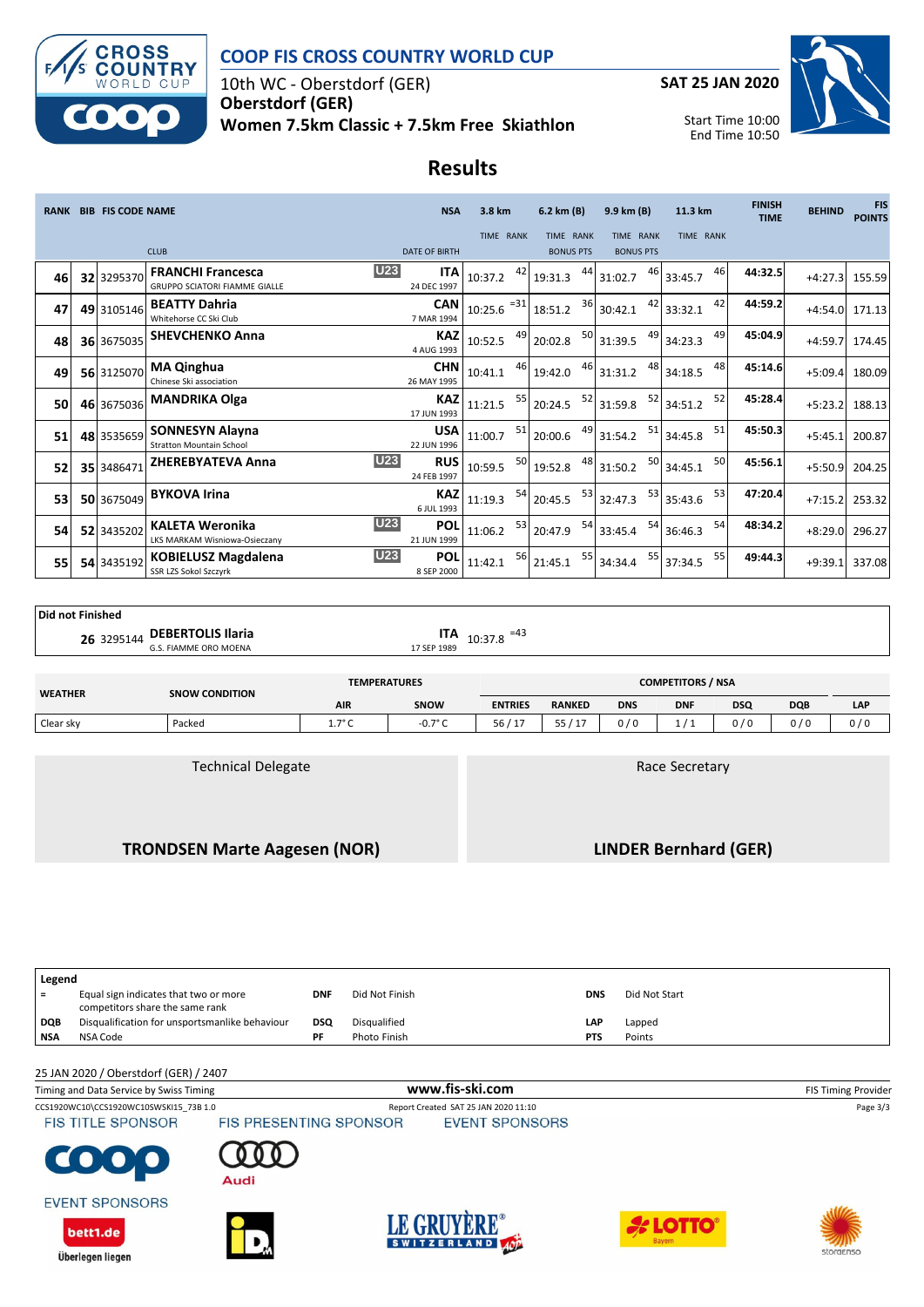# COOP FIS CROSS COUNTRY WORLD CUP

10th WC - Oberstdorf (GER)

**Oberstdorf (GER)**

**Women 7.5km Classic + 7.5km Free Skiathlon**

**SAT 25 JAN 2020**

Start Time 10:00
End Time 10:50

## Results

| RANK | BIB | FIS CODE | NAME / CLUB | | NSA / DATE OF BIRTH | 3.8 km TIME | RANK | 6.2 km (B) TIME | RANK | 9.9 km (B) TIME | RANK | 11.3 km TIME | RANK | FINISH TIME | BEHIND | FIS POINTS |
|---|---|---|---|---|---|---|---|---|---|---|---|---|---|---|---|---|
| 46 | 32 | 3295370 | **FRANCHI Francesca** GRUPPO SCIATORI FIAMME GIALLE | U23 | **ITA** 24 DEC 1997 | 10:37.2 | 42 | 19:31.3 | 44 | 31:02.7 | 46 | 33:45.7 | 46 | **44:32.5** | +4:27.3 | 155.59 |
| 47 | 49 | 3105146 | **BEATTY Dahria** Whitehorse CC Ski Club | | **CAN** 7 MAR 1994 | 10:25.6 | =31 | 18:51.2 | 36 | 30:42.1 | 42 | 33:32.1 | 42 | **44:59.2** | +4:54.0 | 171.13 |
| 48 | 36 | 3675035 | **SHEVCHENKO Anna** | | **KAZ** 4 AUG 1993 | 10:52.5 | 49 | 20:02.8 | 50 | 31:39.5 | 49 | 34:23.3 | 49 | **45:04.9** | +4:59.7 | 174.45 |
| 49 | 56 | 3125070 | **MA Qinghua** Chinese Ski association | | **CHN** 26 MAY 1995 | 10:41.1 | 46 | 19:42.0 | 46 | 31:31.2 | 48 | 34:18.5 | 48 | **45:14.6** | +5:09.4 | 180.09 |
| 50 | 46 | 3675036 | **MANDRIKA Olga** | | **KAZ** 17 JUN 1993 | 11:21.5 | 55 | 20:24.5 | 52 | 31:59.8 | 52 | 34:51.2 | 52 | **45:28.4** | +5:23.2 | 188.13 |
| 51 | 48 | 3535659 | **SONNESYN Alayna** Stratton Mountain School | | **USA** 22 JUN 1996 | 11:00.7 | 51 | 20:00.6 | 49 | 31:54.2 | 51 | 34:45.8 | 51 | **45:50.3** | +5:45.1 | 200.87 |
| 52 | 35 | 3486471 | **ZHEREBYATEVA Anna** | U23 | **RUS** 24 FEB 1997 | 10:59.5 | 50 | 19:52.8 | 48 | 31:50.2 | 50 | 34:45.1 | 50 | **45:56.1** | +5:50.9 | 204.25 |
| 53 | 50 | 3675049 | **BYKOVA Irina** | | **KAZ** 6 JUL 1993 | 11:19.3 | 54 | 20:45.5 | 53 | 32:47.3 | 53 | 35:43.6 | 53 | **47:20.4** | +7:15.2 | 253.32 |
| 54 | 52 | 3435202 | **KALETA Weronika** LKS MARKAM Wisniowa-Osieczany | U23 | **POL** 21 JUN 1999 | 11:06.2 | 53 | 20:47.9 | 54 | 33:45.4 | 54 | 36:46.3 | 54 | **48:34.2** | +8:29.0 | 296.27 |
| 55 | 54 | 3435192 | **KOBIELUSZ Magdalena** SSR LZS Sokol Szczyrk | U23 | **POL** 8 SEP 2000 | 11:42.1 | 56 | 21:45.1 | 55 | 34:34.4 | 55 | 37:34.5 | 55 | **49:44.3** | +9:39.1 | 337.08 |

**Did not Finished**

| BIB | FIS CODE | NAME / CLUB | NSA / DATE OF BIRTH | 3.8 km TIME | RANK |
|---|---|---|---|---|---|
| 26 | 3295144 | **DEBERTOLIS Ilaria** G.S. FIAMME ORO MOENA | **ITA** 17 SEP 1989 | 10:37.8 | =43 |

| WEATHER | SNOW CONDITION | TEMPERATURES AIR | TEMPERATURES SNOW | ENTRIES | RANKED | DNS | DNF | DSQ | DQB | LAP |
|---|---|---|---|---|---|---|---|---|---|---|
| Clear sky | Packed | 1.7° C | -0.7° C | 56 / 17 | 55 / 17 | 0 / 0 | 1 / 1 | 0 / 0 | 0 / 0 | 0 / 0 |

| Technical Delegate | Race Secretary |
|---|---|
| **TRONDSEN Marte Aagesen (NOR)** | **LINDER Bernhard (GER)** |

**Legend**

| | | | | | |
|---|---|---|---|---|---|
| = | Equal sign indicates that two or more competitors share the same rank | DNF | Did Not Finish | DNS | Did Not Start |
| DQB | Disqualification for unsportsmanlike behaviour | DSQ | Disqualified | LAP | Lapped |
| NSA | NSA Code | PF | Photo Finish | PTS | Points |

25 JAN 2020 / Oberstdorf (GER) / 2407

Timing and Data Service by Swiss Timing — www.fis-ski.com — FIS Timing Provider

CCS1920WC10\CCS1920WC10SWSKI15_73B 1.0 — Report Created SAT 25 JAN 2020 11:10

FIS TITLE SPONSOR — FIS PRESENTING SPONSOR — EVENT SPONSORS